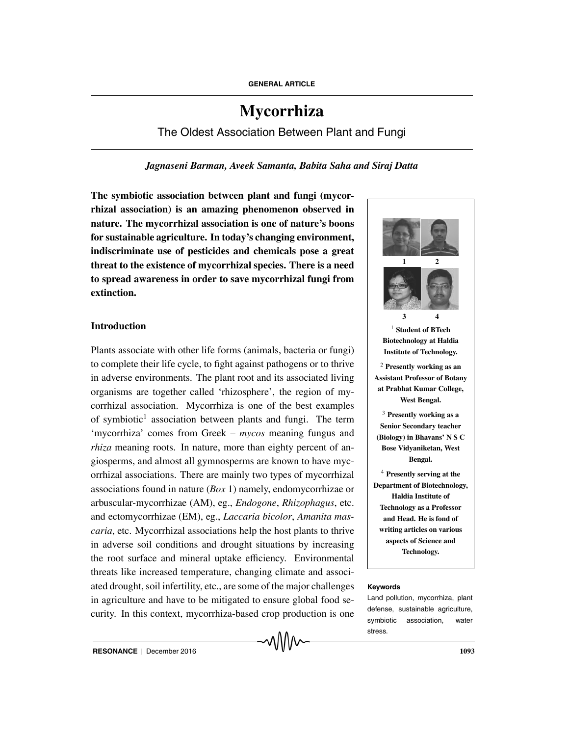# Mycorrhiza

The Oldest Association Between Plant and Fungi

*Jagnaseni Barman, Aveek Samanta, Babita Saha and Siraj Datta*

**The symbiotic association between plant and fungi (mycorrhizal association) is an amazing phenomenon observed in nature. The mycorrhizal association is one of nature's boons for sustainable agriculture. In today's changing environment, indiscriminate use of pesticides and chemicals pose a great threat to the existence of mycorrhizal species. There is a need to spread awareness in order to save mycorrhizal fungi from extinction.**

## Introduction

Plants associate with other life forms (animals, bacteria or fungi) to complete their life cycle, to fight against pathogens or to thrive in adverse environments. The plant root and its associated living organisms are together called 'rhizosphere', the region of mycorrhizal association. Mycorrhiza is one of the best examples of symbiotic[1] association between plants and fungi. The term 'mycorrhiza' comes from Greek – *mycos* meaning fungus and *rhiza* meaning roots. In nature, more than eighty percent of angiosperms, and almost all gymnosperms are known to have mycorrhizal associations. There are mainly two types of mycorrhizal associations found in nature (*Box* 1) namely, endomycorrhizae or arbuscular-mycorrhizae (AM), eg., *Endogone*, *Rhizophagus*, etc. and ectomycorrhizae (EM), eg., *Laccaria bicolor*, *Amanita mascaria*, etc. Mycorrhizal associations help the host plants to thrive in adverse soil conditions and drought situations by increasing the root surface and mineral uptake efficiency. Environmental threats like increased temperature, changing climate and associated drought, soil infertility, etc., are some of the major challenges in agriculture and have to be mitigated to ensure global food security. In this context, mycorrhiza-based crop production is one

[1] **Student of BTech Biotechnology at Haldia Institute of Technology.**

[2] **Presently working as an Assistant Professor of Botany at Prabhat Kumar College, West Bengal.**

[3] **Presently working as a Senior Secondary teacher (Biology) in Bhavans' N S C Bose Vidyaniketan, West Bengal.**

[4] **Presently serving at the Department of Biotechnology, Haldia Institute of Technology as a Professor and Head. He is fond of writing articles on various aspects of Science and Technology.**

**Keywords**

Land pollution, mycorrhiza, plant defense, sustainable agriculture, symbiotic association, water stress.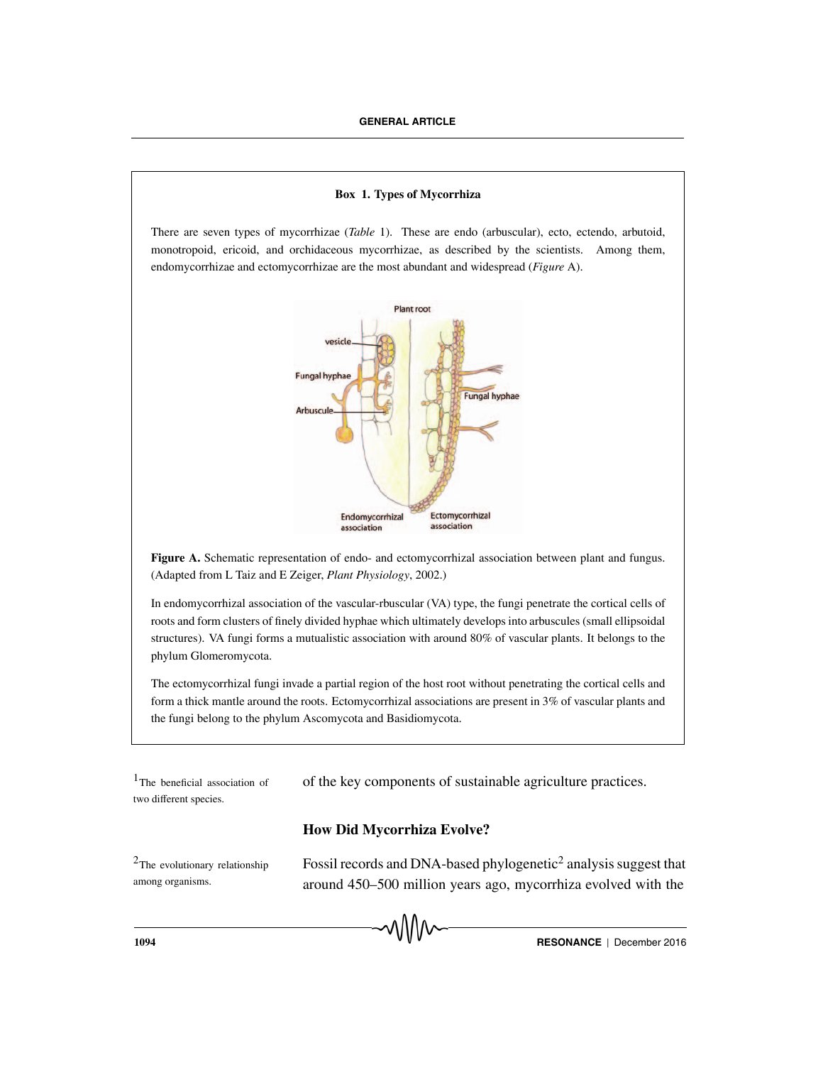**Box 1. Types of Mycorrhiza**

There are seven types of mycorrhizae (*Table* 1). These are endo (arbuscular), ecto, ectendo, arbutoid, monotropoid, ericoid, and orchidaceous mycorrhizae, as described by the scientists. Among them, endomycorrhizae and ectomycorrhizae are the most abundant and widespread (*Figure* A).

**Figure A.** Schematic representation of endo- and ectomycorrhizal association between plant and fungus. (Adapted from L Taiz and E Zeiger, *Plant Physiology*, 2002.)

In endomycorrhizal association of the vascular-rbuscular (VA) type, the fungi penetrate the cortical cells of roots and form clusters of finely divided hyphae which ultimately develops into arbuscules (small ellipsoidal structures). VA fungi forms a mutualistic association with around 80% of vascular plants. It belongs to the phylum Glomeromycota.

The ectomycorrhizal fungi invade a partial region of the host root without penetrating the cortical cells and form a thick mantle around the roots. Ectomycorrhizal associations are present in 3% of vascular plants and the fungi belong to the phylum Ascomycota and Basidiomycota.

of the key components of sustainable agriculture practices.

[1] The beneficial association of two different species.

## How Did Mycorrhiza Evolve?

Fossil records and DNA-based phylogenetic[2] analysis suggest that around 450–500 million years ago, mycorrhiza evolved with the

[2] The evolutionary relationship among organisms.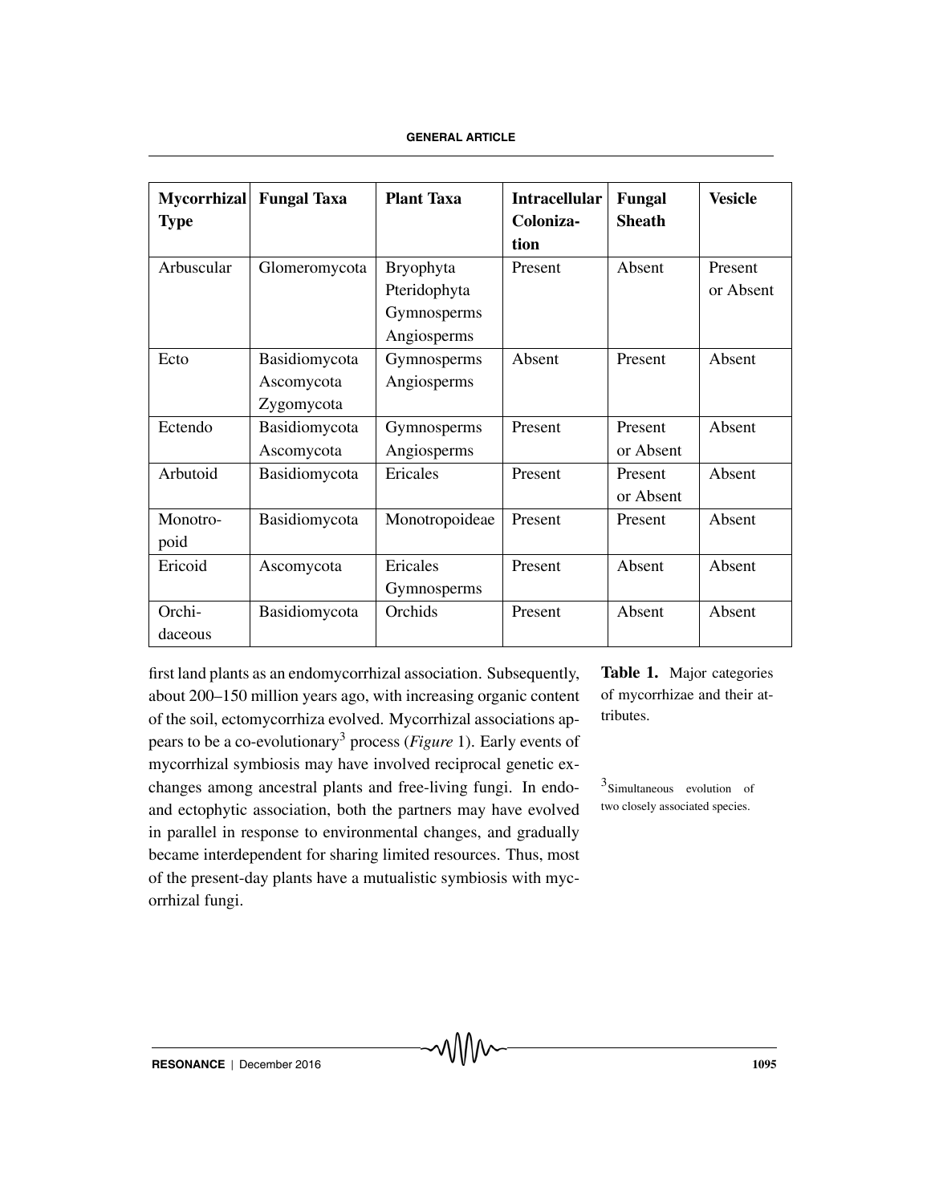| Mycorrhizal Type | Fungal Taxa | Plant Taxa | Intracellular Colonization | Fungal Sheath | Vesicle |
|---|---|---|---|---|---|
| Arbuscular | Glomeromycota | Bryophyta Pteridophyta Gymnosperms Angiosperms | Present | Absent | Present or Absent |
| Ecto | Basidiomycota Ascomycota Zygomycota | Gymnosperms Angiosperms | Absent | Present | Absent |
| Ectendo | Basidiomycota Ascomycota | Gymnosperms Angiosperms | Present | Present or Absent | Absent |
| Arbutoid | Basidiomycota | Ericales | Present | Present or Absent | Absent |
| Monotropoid | Basidiomycota | Monotropoideae | Present | Present | Absent |
| Ericoid | Ascomycota | Ericales Gymnosperms | Present | Absent | Absent |
| Orchidaceous | Basidiomycota | Orchids | Present | Absent | Absent |

**Table 1.** Major categories of mycorrhizae and their attributes.

first land plants as an endomycorrhizal association. Subsequently, about 200–150 million years ago, with increasing organic content of the soil, ectomycorrhiza evolved. Mycorrhizal associations appears to be a co-evolutionary[3] process (*Figure* 1). Early events of mycorrhizal symbiosis may have involved reciprocal genetic exchanges among ancestral plants and free-living fungi. In endo- and ectophytic association, both the partners may have evolved in parallel in response to environmental changes, and gradually became interdependent for sharing limited resources. Thus, most of the present-day plants have a mutualistic symbiosis with mycorrhizal fungi.

[3]Simultaneous evolution of two closely associated species.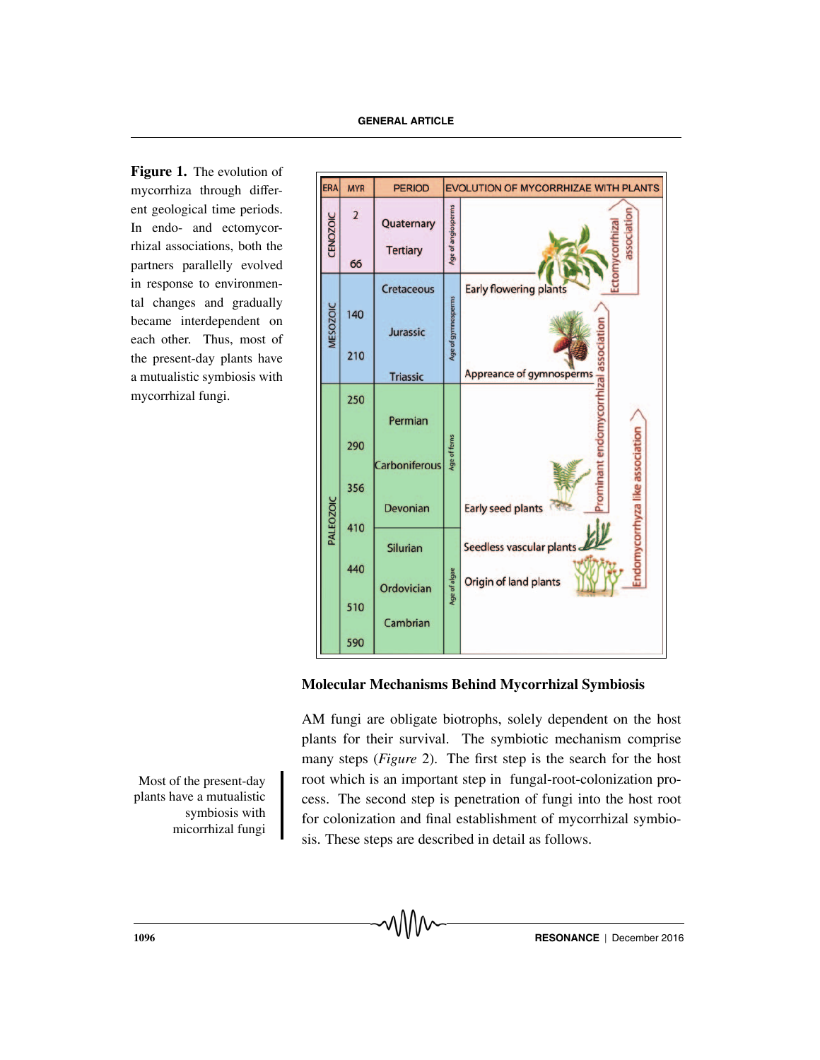**Figure 1.** The evolution of mycorrhiza through different geological time periods. In endo- and ectomycorrhizal associations, both the partners parallelly evolved in response to environmental changes and gradually became interdependent on each other. Thus, most of the present-day plants have a mutualistic symbiosis with mycorrhizal fungi.

| ERA | MYR | PERIOD | | EVOLUTION OF MYCORRHIZAE WITH PLANTS |
|---|---|---|---|---|
| CENOZOIC | 2 | Quaternary | Age of angiosperms | |
| | 66 | Tertiary | | |
| MESOZOIC | | Cretaceous | Age of gymnosperms | Early flowering plants |
| | 140 | Jurassic | | |
| | 210 | Triassic | | Apprearance of gymnosperms |
| PALEOZOIC | 250 | Permian | Age of ferns | |
| | 290 | Carboniferous | | |
| | 356 | Devonian | | Early seed plants |
| | 410 | Silurian | Age of algae | Seedless vascular plants |
| | 440 | Ordovician | | Origin of land plants |
| | 510 | Cambrian | | |
| | 590 | | | |

Ectomycorrhizal association; Prominant endomycorrhizal association; Endomycorrhyza like association

## Molecular Mechanisms Behind Mycorrhizal Symbiosis

AM fungi are obligate biotrophs, solely dependent on the host plants for their survival. The symbiotic mechanism comprise many steps (*Figure* 2). The first step is the search for the host root which is an important step in fungal-root-colonization process. The second step is penetration of fungi into the host root for colonization and final establishment of mycorrhizal symbiosis. These steps are described in detail as follows.

Most of the present-day plants have a mutualistic symbiosis with micorrhizal fungi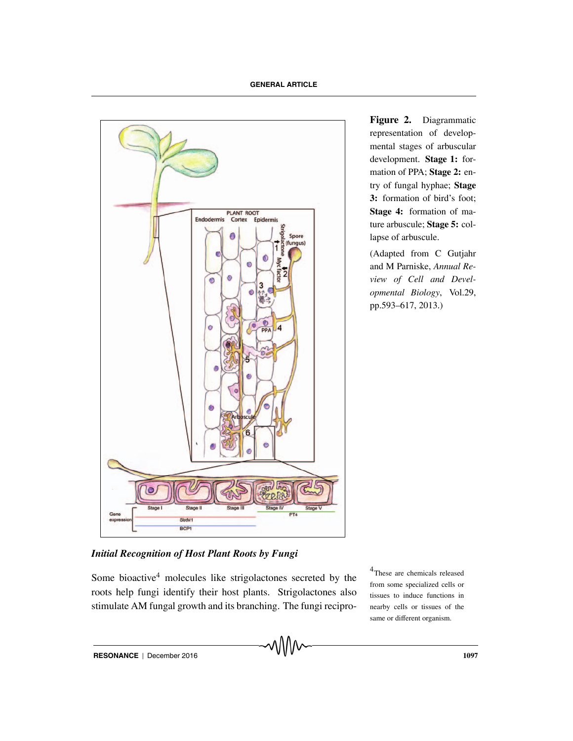**Figure 2.** Diagrammatic representation of developmental stages of arbuscular development. **Stage 1:** formation of PPA; **Stage 2:** entry of fungal hyphae; **Stage 3:** formation of bird's foot; **Stage 4:** formation of mature arbuscule; **Stage 5:** collapse of arbuscule.

(Adapted from C Gutjahr and M Parniske, *Annual Review of Cell and Developmental Biology*, Vol.29, pp.593–617, 2013.)

### *Initial Recognition of Host Plant Roots by Fungi*

Some bioactive[4] molecules like strigolactones secreted by the roots help fungi identify their host plants. Strigolactones also stimulate AM fungal growth and its branching. The fungi recipro-

[4] These are chemicals released from some specialized cells or tissues to induce functions in nearby cells or tissues of the same or different organism.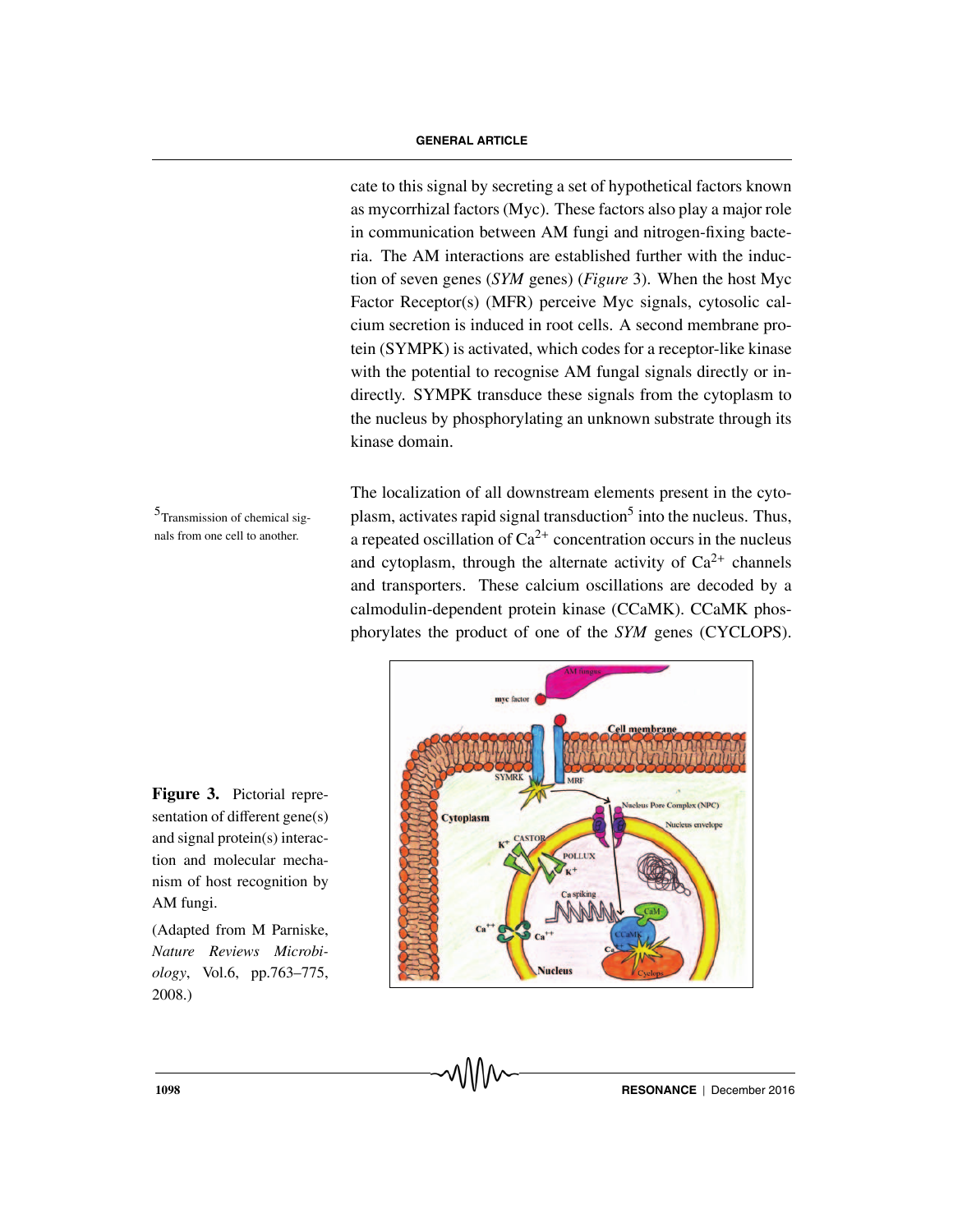cate to this signal by secreting a set of hypothetical factors known as mycorrhizal factors (Myc). These factors also play a major role in communication between AM fungi and nitrogen-fixing bacteria. The AM interactions are established further with the induction of seven genes (*SYM* genes) (*Figure* 3). When the host Myc Factor Receptor(s) (MFR) perceive Myc signals, cytosolic calcium secretion is induced in root cells. A second membrane protein (SYMPK) is activated, which codes for a receptor-like kinase with the potential to recognise AM fungal signals directly or indirectly. SYMPK transduce these signals from the cytoplasm to the nucleus by phosphorylating an unknown substrate through its kinase domain.

The localization of all downstream elements present in the cytoplasm, activates rapid signal transduction[5] into the nucleus. Thus, a repeated oscillation of $Ca^{2+}$ concentration occurs in the nucleus and cytoplasm, through the alternate activity of $Ca^{2+}$ channels and transporters. These calcium oscillations are decoded by a calmodulin-dependent protein kinase (CCaMK). CCaMK phosphorylates the product of one of the *SYM* genes (CYCLOPS).

[5] Transmission of chemical signals from one cell to another.

**Figure 3.** Pictorial representation of different gene(s) and signal protein(s) interaction and molecular mechanism of host recognition by AM fungi.

(Adapted from M Parniske, *Nature Reviews Microbiology*, Vol.6, pp.763–775, 2008.)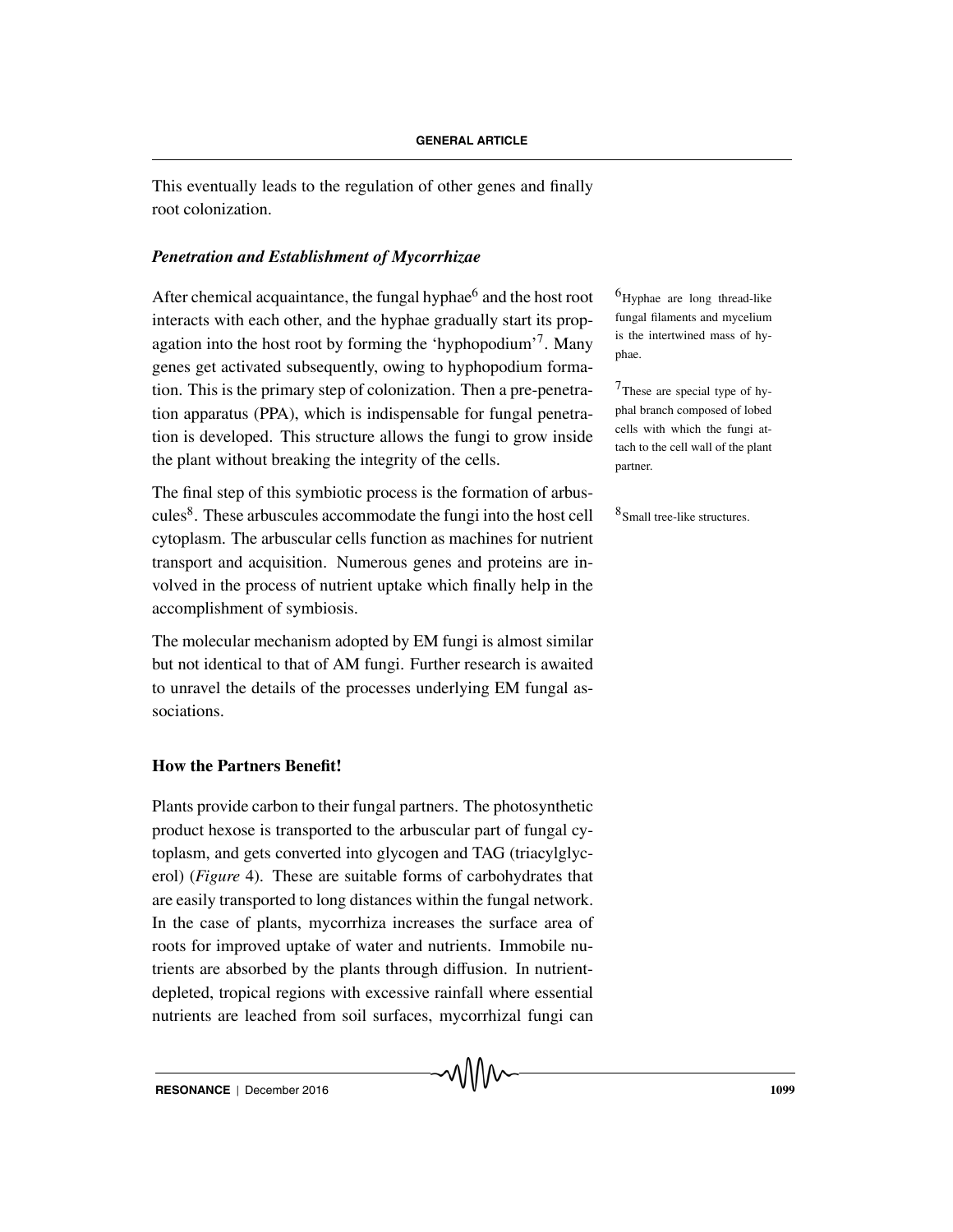This eventually leads to the regulation of other genes and finally root colonization.

### *Penetration and Establishment of Mycorrhizae*

After chemical acquaintance, the fungal hyphae[6] and the host root interacts with each other, and the hyphae gradually start its propagation into the host root by forming the 'hyphopodium'[7]. Many genes get activated subsequently, owing to hyphopodium formation. This is the primary step of colonization. Then a pre-penetration apparatus (PPA), which is indispensable for fungal penetration is developed. This structure allows the fungi to grow inside the plant without breaking the integrity of the cells.

[6] Hyphae are long thread-like fungal filaments and mycelium is the intertwined mass of hyphae.

[7] These are special type of hyphal branch composed of lobed cells with which the fungi attach to the cell wall of the plant partner.

The final step of this symbiotic process is the formation of arbuscules[8]. These arbuscules accommodate the fungi into the host cell cytoplasm. The arbuscular cells function as machines for nutrient transport and acquisition. Numerous genes and proteins are involved in the process of nutrient uptake which finally help in the accomplishment of symbiosis.

[8] Small tree-like structures.

The molecular mechanism adopted by EM fungi is almost similar but not identical to that of AM fungi. Further research is awaited to unravel the details of the processes underlying EM fungal associations.

## How the Partners Benefit!

Plants provide carbon to their fungal partners. The photosynthetic product hexose is transported to the arbuscular part of fungal cytoplasm, and gets converted into glycogen and TAG (triacylglycerol) (*Figure* 4). These are suitable forms of carbohydrates that are easily transported to long distances within the fungal network. In the case of plants, mycorrhiza increases the surface area of roots for improved uptake of water and nutrients. Immobile nutrients are absorbed by the plants through diffusion. In nutrient-depleted, tropical regions with excessive rainfall where essential nutrients are leached from soil surfaces, mycorrhizal fungi can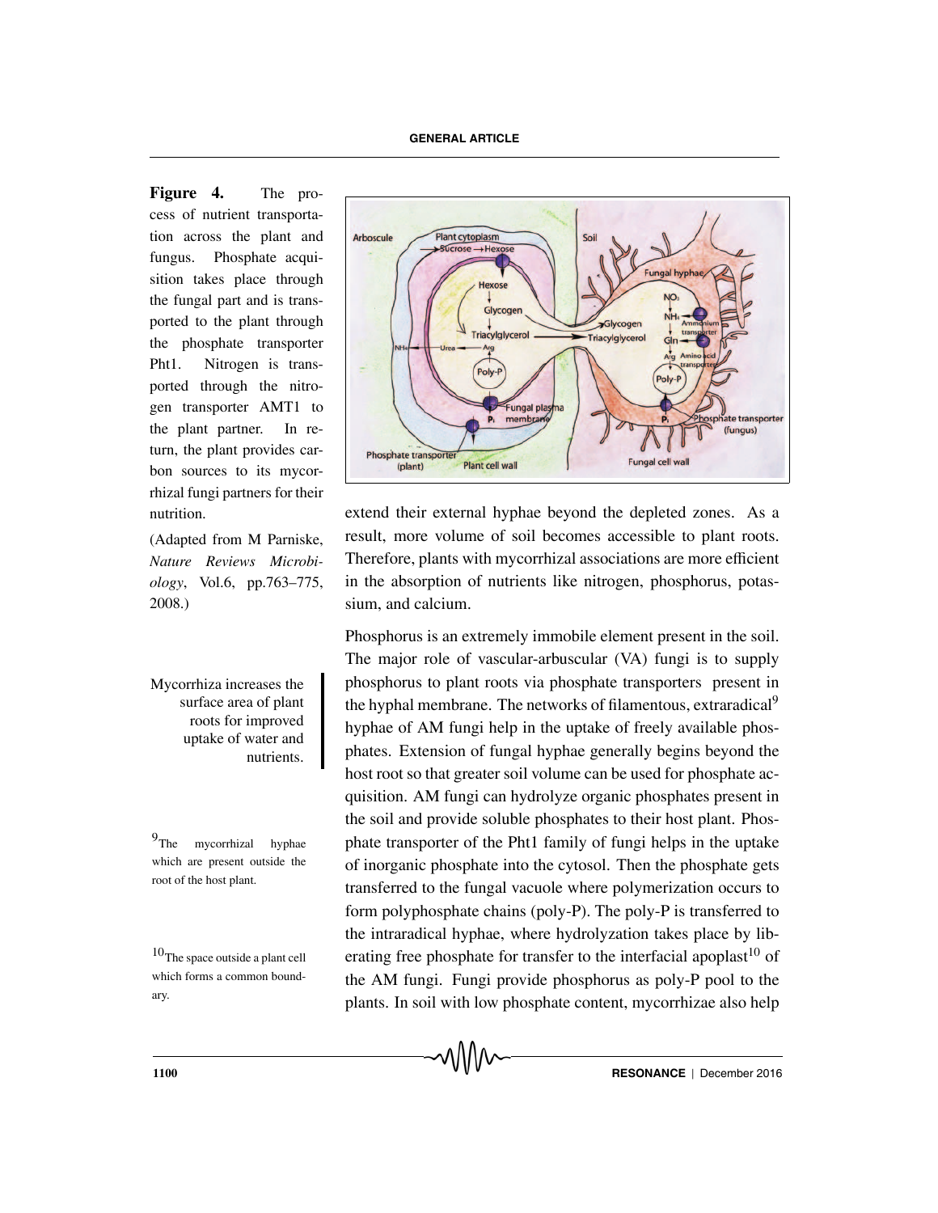**Figure 4.** The process of nutrient transportation across the plant and fungus. Phosphate acquisition takes place through the fungal part and is transported to the plant through the phosphate transporter Pht1. Nitrogen is transported through the nitrogen transporter AMT1 to the plant partner. In return, the plant provides carbon sources to its mycorrhizal fungi partners for their nutrition.

(Adapted from M Parniske, *Nature Reviews Microbiology*, Vol.6, pp.763–775, 2008.)

extend their external hyphae beyond the depleted zones. As a result, more volume of soil becomes accessible to plant roots. Therefore, plants with mycorrhizal associations are more efficient in the absorption of nutrients like nitrogen, phosphorus, potassium, and calcium.

Mycorrhiza increases the surface area of plant roots for improved uptake of water and nutrients.

Phosphorus is an extremely immobile element present in the soil. The major role of vascular-arbuscular (VA) fungi is to supply phosphorus to plant roots via phosphate transporters present in the hyphal membrane. The networks of filamentous, extraradical[9] hyphae of AM fungi help in the uptake of freely available phosphates. Extension of fungal hyphae generally begins beyond the host root so that greater soil volume can be used for phosphate acquisition. AM fungi can hydrolyze organic phosphates present in the soil and provide soluble phosphates to their host plant. Phosphate transporter of the Pht1 family of fungi helps in the uptake of inorganic phosphate into the cytosol. Then the phosphate gets transferred to the fungal vacuole where polymerization occurs to form polyphosphate chains (poly-P). The poly-P is transferred to the intraradical hyphae, where hydrolyzation takes place by liberating free phosphate for transfer to the interfacial apoplast[10] of the AM fungi. Fungi provide phosphorus as poly-P pool to the plants. In soil with low phosphate content, mycorrhizae also help

[9] The mycorrhizal hyphae which are present outside the root of the host plant.

[10] The space outside a plant cell which forms a common boundary.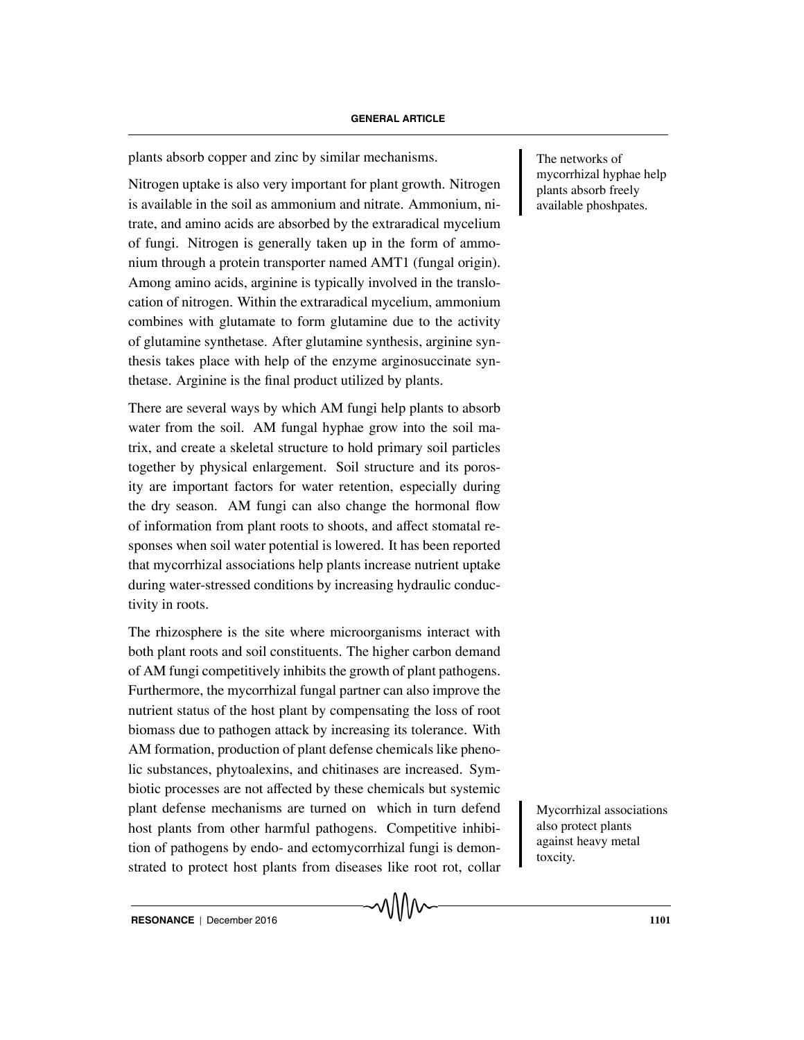plants absorb copper and zinc by similar mechanisms.

> The networks of mycorrhizal hyphae help plants absorb freely available phoshpates.

Nitrogen uptake is also very important for plant growth. Nitrogen is available in the soil as ammonium and nitrate. Ammonium, nitrate, and amino acids are absorbed by the extraradical mycelium of fungi. Nitrogen is generally taken up in the form of ammonium through a protein transporter named AMT1 (fungal origin). Among amino acids, arginine is typically involved in the translocation of nitrogen. Within the extraradical mycelium, ammonium combines with glutamate to form glutamine due to the activity of glutamine synthetase. After glutamine synthesis, arginine synthesis takes place with help of the enzyme arginosuccinate synthetase. Arginine is the final product utilized by plants.

There are several ways by which AM fungi help plants to absorb water from the soil. AM fungal hyphae grow into the soil matrix, and create a skeletal structure to hold primary soil particles together by physical enlargement. Soil structure and its porosity are important factors for water retention, especially during the dry season. AM fungi can also change the hormonal flow of information from plant roots to shoots, and affect stomatal responses when soil water potential is lowered. It has been reported that mycorrhizal associations help plants increase nutrient uptake during water-stressed conditions by increasing hydraulic conductivity in roots.

The rhizosphere is the site where microorganisms interact with both plant roots and soil constituents. The higher carbon demand of AM fungi competitively inhibits the growth of plant pathogens. Furthermore, the mycorrhizal fungal partner can also improve the nutrient status of the host plant by compensating the loss of root biomass due to pathogen attack by increasing its tolerance. With AM formation, production of plant defense chemicals like phenolic substances, phytoalexins, and chitinases are increased. Symbiotic processes are not affected by these chemicals but systemic plant defense mechanisms are turned on which in turn defend host plants from other harmful pathogens. Competitive inhibition of pathogens by endo- and ectomycorrhizal fungi is demonstrated to protect host plants from diseases like root rot, collar

> Mycorrhizal associations also protect plants against heavy metal toxcity.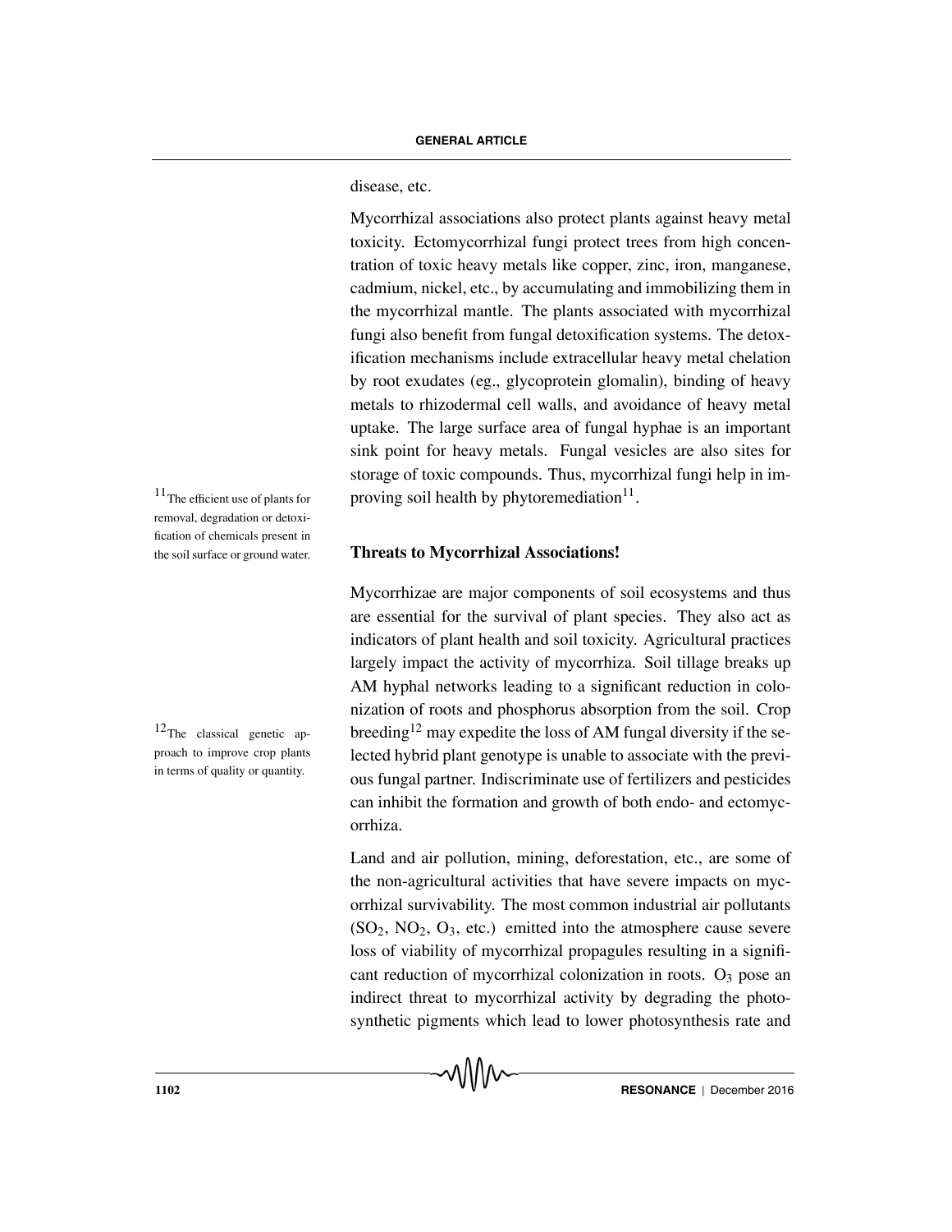disease, etc.

Mycorrhizal associations also protect plants against heavy metal toxicity. Ectomycorrhizal fungi protect trees from high concentration of toxic heavy metals like copper, zinc, iron, manganese, cadmium, nickel, etc., by accumulating and immobilizing them in the mycorrhizal mantle. The plants associated with mycorrhizal fungi also benefit from fungal detoxification systems. The detoxification mechanisms include extracellular heavy metal chelation by root exudates (eg., glycoprotein glomalin), binding of heavy metals to rhizodermal cell walls, and avoidance of heavy metal uptake. The large surface area of fungal hyphae is an important sink point for heavy metals. Fungal vesicles are also sites for storage of toxic compounds. Thus, mycorrhizal fungi help in improving soil health by phytoremediation[11].

[11] The efficient use of plants for removal, degradation or detoxification of chemicals present in the soil surface or ground water.

## Threats to Mycorrhizal Associations!

Mycorrhizae are major components of soil ecosystems and thus are essential for the survival of plant species. They also act as indicators of plant health and soil toxicity. Agricultural practices largely impact the activity of mycorrhiza. Soil tillage breaks up AM hyphal networks leading to a significant reduction in colonization of roots and phosphorus absorption from the soil. Crop breeding[12] may expedite the loss of AM fungal diversity if the selected hybrid plant genotype is unable to associate with the previous fungal partner. Indiscriminate use of fertilizers and pesticides can inhibit the formation and growth of both endo- and ectomycorrhiza.

[12] The classical genetic approach to improve crop plants in terms of quality or quantity.

Land and air pollution, mining, deforestation, etc., are some of the non-agricultural activities that have severe impacts on mycorrhizal survivability. The most common industrial air pollutants ($SO_2$, $NO_2$, $O_3$, etc.) emitted into the atmosphere cause severe loss of viability of mycorrhizal propagules resulting in a significant reduction of mycorrhizal colonization in roots. $O_3$ pose an indirect threat to mycorrhizal activity by degrading the photosynthetic pigments which lead to lower photosynthesis rate and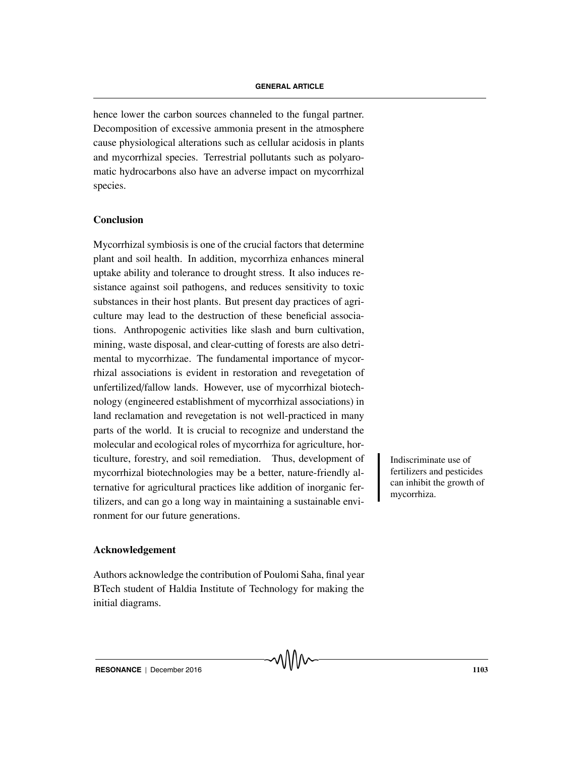hence lower the carbon sources channeled to the fungal partner. Decomposition of excessive ammonia present in the atmosphere cause physiological alterations such as cellular acidosis in plants and mycorrhizal species. Terrestrial pollutants such as polyaromatic hydrocarbons also have an adverse impact on mycorrhizal species.

## Conclusion

Mycorrhizal symbiosis is one of the crucial factors that determine plant and soil health. In addition, mycorrhiza enhances mineral uptake ability and tolerance to drought stress. It also induces resistance against soil pathogens, and reduces sensitivity to toxic substances in their host plants. But present day practices of agriculture may lead to the destruction of these beneficial associations. Anthropogenic activities like slash and burn cultivation, mining, waste disposal, and clear-cutting of forests are also detrimental to mycorrhizae. The fundamental importance of mycorrhizal associations is evident in restoration and revegetation of unfertilized/fallow lands. However, use of mycorrhizal biotechnology (engineered establishment of mycorrhizal associations) in land reclamation and revegetation is not well-practiced in many parts of the world. It is crucial to recognize and understand the molecular and ecological roles of mycorrhiza for agriculture, horticulture, forestry, and soil remediation. Thus, development of mycorrhizal biotechnologies may be a better, nature-friendly alternative for agricultural practices like addition of inorganic fertilizers, and can go a long way in maintaining a sustainable environment for our future generations.

Indiscriminate use of fertilizers and pesticides can inhibit the growth of mycorrhiza.

## Acknowledgement

Authors acknowledge the contribution of Poulomi Saha, final year BTech student of Haldia Institute of Technology for making the initial diagrams.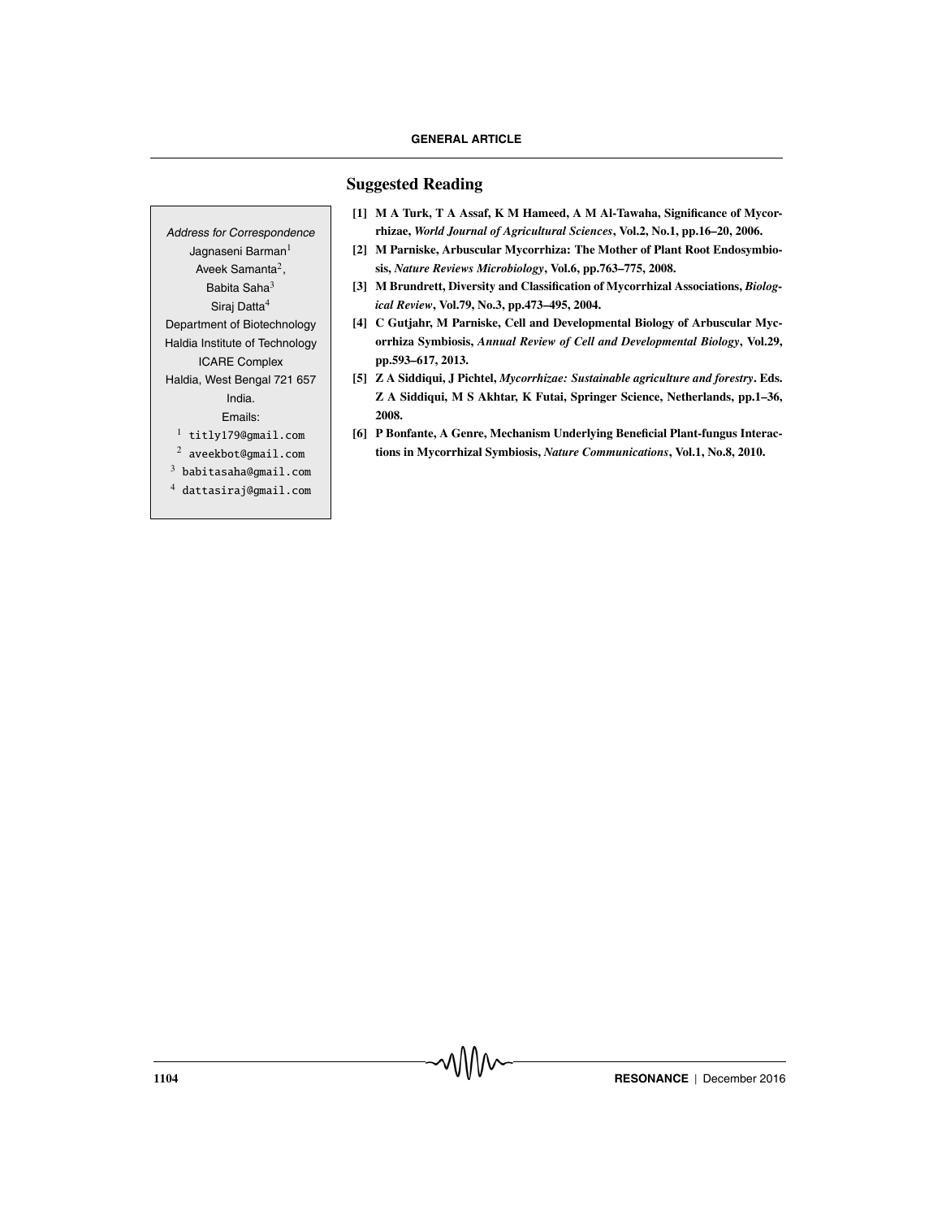## Suggested Reading

[1] **M A Turk, T A Assaf, K M Hameed, A M Al-Tawaha, Significance of Mycorrhizae, *World Journal of Agricultural Sciences*, Vol.2, No.1, pp.16–20, 2006.**

[2] **M Parniske, Arbuscular Mycorrhiza: The Mother of Plant Root Endosymbiosis, *Nature Reviews Microbiology*, Vol.6, pp.763–775, 2008.**

[3] **M Brundrett, Diversity and Classification of Mycorrhizal Associations, *Biological Review*, Vol.79, No.3, pp.473–495, 2004.**

[4] **C Gutjahr, M Parniske, Cell and Developmental Biology of Arbuscular Mycorrhiza Symbiosis, *Annual Review of Cell and Developmental Biology*, Vol.29, pp.593–617, 2013.**

[5] **Z A Siddiqui, J Pichtel, *Mycorrhizae: Sustainable agriculture and forestry*. Eds. Z A Siddiqui, M S Akhtar, K Futai, Springer Science, Netherlands, pp.1–36, 2008.**

[6] **P Bonfante, A Genre, Mechanism Underlying Beneficial Plant-fungus Interactions in Mycorrhizal Symbiosis, *Nature Communications*, Vol.1, No.8, 2010.**

*Address for Correspondence*

Jagnaseni Barman[1]
Aveek Samanta[2],
Babita Saha[3]
Siraj Datta[4]
Department of Biotechnology
Haldia Institute of Technology
ICARE Complex
Haldia, West Bengal 721 657
India.
Emails:
[1] titly179@gmail.com
[2] aveekbot@gmail.com
[3] babitasaha@gmail.com
[4] dattasiraj@gmail.com